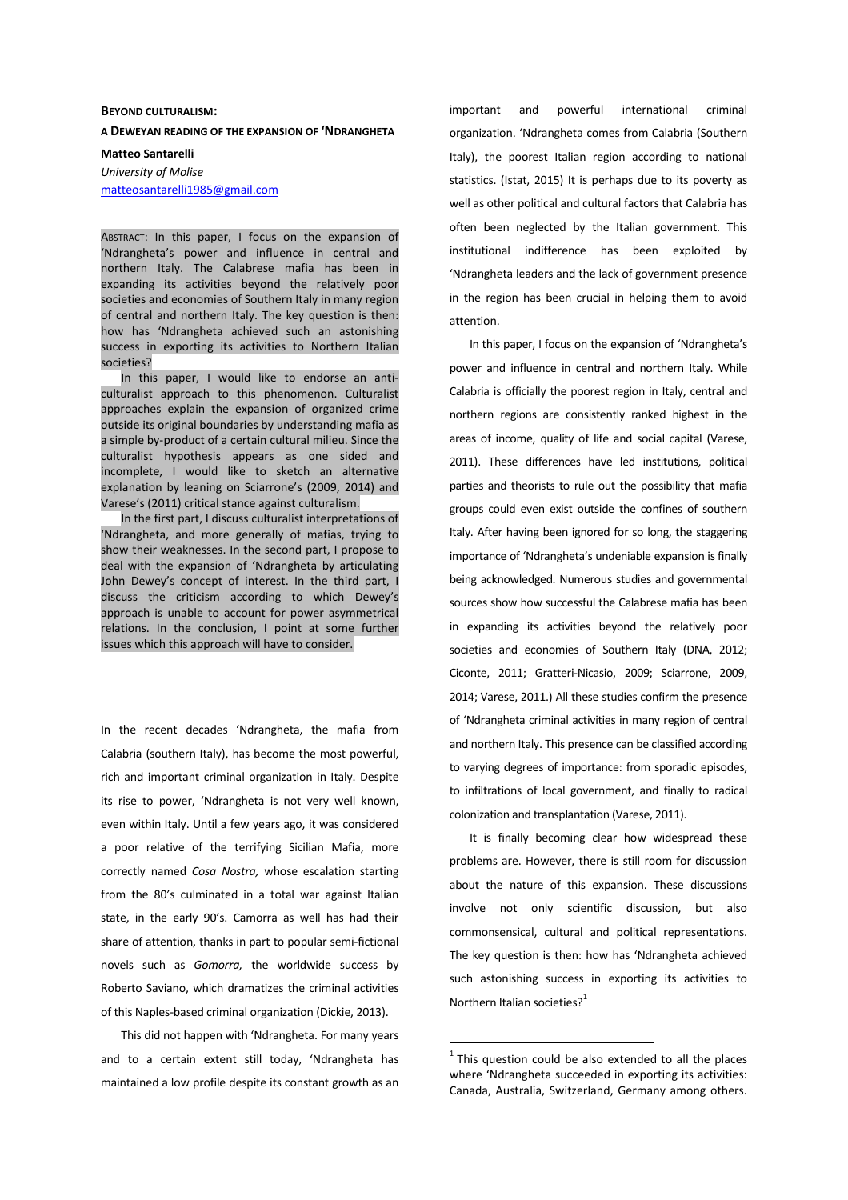# BEYOND CULTURALISM:

## A DEWEYAN READING OF THE EXPANSION OF 'NDRANGHETA

**Matteo Santarelli**

*University of Molise*

matteosantarelli1985@gmail.com

ABSTRACT: In this paper, I focus on the expansion of 'Ndrangheta's power and influence in central and northern Italy. The Calabrese mafia has been in expanding its activities beyond the relatively poor societies and economies of Southern Italy in many region of central and northern Italy. The key question is then: how has 'Ndrangheta achieved such an astonishing success in exporting its activities to Northern Italian societies?

In this paper, I would like to endorse an anti-culturalist approach to this phenomenon. Culturalist approaches explain the expansion of organized crime outside its original boundaries by understanding mafia as a simple by-product of a certain cultural milieu. Since the culturalist hypothesis appears as one sided and incomplete, I would like to sketch an alternative explanation by leaning on Sciarrone's (2009, 2014) and Varese's (2011) critical stance against culturalism.

In the first part, I discuss culturalist interpretations of 'Ndrangheta, and more generally of mafias, trying to show their weaknesses. In the second part, I propose to deal with the expansion of 'Ndrangheta by articulating John Dewey's concept of interest. In the third part, I discuss the criticism according to which Dewey's approach is unable to account for power asymmetrical relations. In the conclusion, I point at some further issues which this approach will have to consider.

In the recent decades 'Ndrangheta, the mafia from Calabria (southern Italy), has become the most powerful, rich and important criminal organization in Italy. Despite its rise to power, 'Ndrangheta is not very well known, even within Italy. Until a few years ago, it was considered a poor relative of the terrifying Sicilian Mafia, more correctly named *Cosa Nostra,* whose escalation starting from the 80's culminated in a total war against Italian state, in the early 90's. Camorra as well has had their share of attention, thanks in part to popular semi-fictional novels such as *Gomorra,* the worldwide success by Roberto Saviano, which dramatizes the criminal activities of this Naples-based criminal organization (Dickie, 2013).

This did not happen with 'Ndrangheta. For many years and to a certain extent still today, 'Ndrangheta has maintained a low profile despite its constant growth as an important and powerful international criminal organization. 'Ndrangheta comes from Calabria (Southern Italy), the poorest Italian region according to national statistics. (Istat, 2015) It is perhaps due to its poverty as well as other political and cultural factors that Calabria has often been neglected by the Italian government. This institutional indifference has been exploited by 'Ndrangheta leaders and the lack of government presence in the region has been crucial in helping them to avoid attention.

In this paper, I focus on the expansion of 'Ndrangheta's power and influence in central and northern Italy. While Calabria is officially the poorest region in Italy, central and northern regions are consistently ranked highest in the areas of income, quality of life and social capital (Varese, 2011). These differences have led institutions, political parties and theorists to rule out the possibility that mafia groups could even exist outside the confines of southern Italy. After having been ignored for so long, the staggering importance of 'Ndrangheta's undeniable expansion is finally being acknowledged. Numerous studies and governmental sources show how successful the Calabrese mafia has been in expanding its activities beyond the relatively poor societies and economies of Southern Italy (DNA, 2012; Ciconte, 2011; Gratteri-Nicasio, 2009; Sciarrone, 2009, 2014; Varese, 2011.) All these studies confirm the presence of 'Ndrangheta criminal activities in many region of central and northern Italy. This presence can be classified according to varying degrees of importance: from sporadic episodes, to infiltrations of local government, and finally to radical colonization and transplantation (Varese, 2011).

It is finally becoming clear how widespread these problems are. However, there is still room for discussion about the nature of this expansion. These discussions involve not only scientific discussion, but also commonsensical, cultural and political representations. The key question is then: how has 'Ndrangheta achieved such astonishing success in exporting its activities to Northern Italian societies?[1]

[1] This question could be also extended to all the places where 'Ndrangheta succeeded in exporting its activities: Canada, Australia, Switzerland, Germany among others.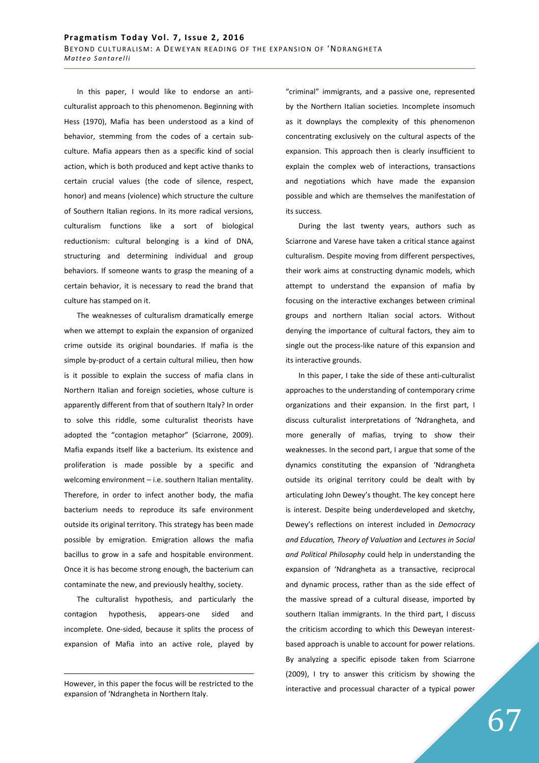In this paper, I would like to endorse an anti-culturalist approach to this phenomenon. Beginning with Hess (1970), Mafia has been understood as a kind of behavior, stemming from the codes of a certain sub-culture. Mafia appears then as a specific kind of social action, which is both produced and kept active thanks to certain crucial values (the code of silence, respect, honor) and means (violence) which structure the culture of Southern Italian regions. In its more radical versions, culturalism functions like a sort of biological reductionism: cultural belonging is a kind of DNA, structuring and determining individual and group behaviors. If someone wants to grasp the meaning of a certain behavior, it is necessary to read the brand that culture has stamped on it.

The weaknesses of culturalism dramatically emerge when we attempt to explain the expansion of organized crime outside its original boundaries. If mafia is the simple by-product of a certain cultural milieu, then how is it possible to explain the success of mafia clans in Northern Italian and foreign societies, whose culture is apparently different from that of southern Italy? In order to solve this riddle, some culturalist theorists have adopted the "contagion metaphor" (Sciarrone, 2009). Mafia expands itself like a bacterium. Its existence and proliferation is made possible by a specific and welcoming environment – i.e. southern Italian mentality. Therefore, in order to infect another body, the mafia bacterium needs to reproduce its safe environment outside its original territory. This strategy has been made possible by emigration. Emigration allows the mafia bacillus to grow in a safe and hospitable environment. Once it is has become strong enough, the bacterium can contaminate the new, and previously healthy, society.

The culturalist hypothesis, and particularly the contagion hypothesis, appears-one sided and incomplete. One-sided, because it splits the process of expansion of Mafia into an active role, played by "criminal" immigrants, and a passive one, represented by the Northern Italian societies. Incomplete insomuch as it downplays the complexity of this phenomenon concentrating exclusively on the cultural aspects of the expansion. This approach then is clearly insufficient to explain the complex web of interactions, transactions and negotiations which have made the expansion possible and which are themselves the manifestation of its success.

During the last twenty years, authors such as Sciarrone and Varese have taken a critical stance against culturalism. Despite moving from different perspectives, their work aims at constructing dynamic models, which attempt to understand the expansion of mafia by focusing on the interactive exchanges between criminal groups and northern Italian social actors. Without denying the importance of cultural factors, they aim to single out the process-like nature of this expansion and its interactive grounds.

In this paper, I take the side of these anti-culturalist approaches to the understanding of contemporary crime organizations and their expansion. In the first part, I discuss culturalist interpretations of 'Ndrangheta, and more generally of mafias, trying to show their weaknesses. In the second part, I argue that some of the dynamics constituting the expansion of 'Ndrangheta outside its original territory could be dealt with by articulating John Dewey's thought. The key concept here is interest. Despite being underdeveloped and sketchy, Dewey's reflections on interest included in *Democracy and Education, Theory of Valuation* and *Lectures in Social and Political Philosophy* could help in understanding the expansion of 'Ndrangheta as a transactive, reciprocal and dynamic process, rather than as the side effect of the massive spread of a cultural disease, imported by southern Italian immigrants. In the third part, I discuss the criticism according to which this Deweyan interest-based approach is unable to account for power relations. By analyzing a specific episode taken from Sciarrone (2009), I try to answer this criticism by showing the interactive and processual character of a typical power

However, in this paper the focus will be restricted to the expansion of 'Ndrangheta in Northern Italy.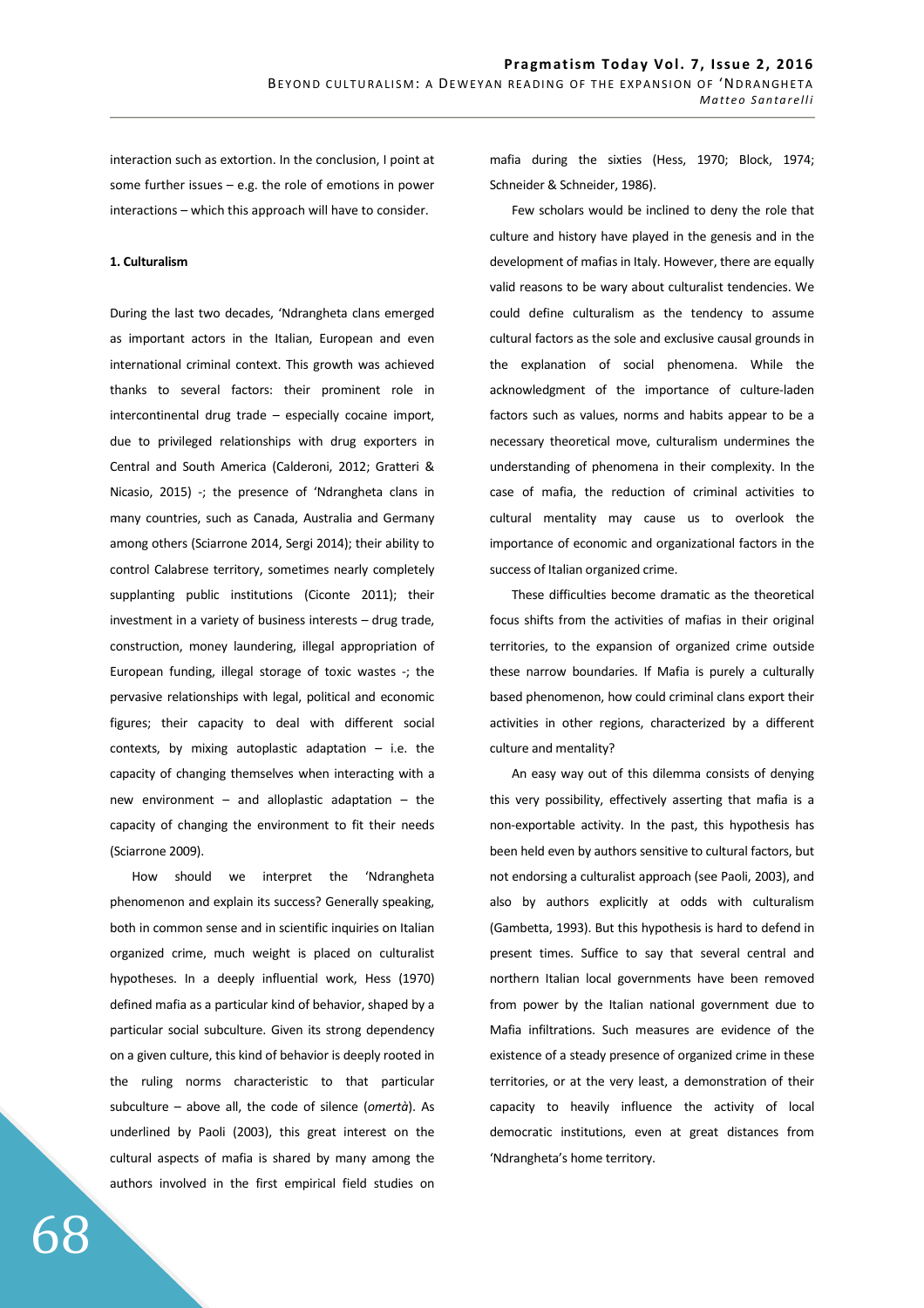interaction such as extortion. In the conclusion, I point at some further issues – e.g. the role of emotions in power interactions – which this approach will have to consider.

**1. Culturalism**

During the last two decades, 'Ndrangheta clans emerged as important actors in the Italian, European and even international criminal context. This growth was achieved thanks to several factors: their prominent role in intercontinental drug trade – especially cocaine import, due to privileged relationships with drug exporters in Central and South America (Calderoni, 2012; Gratteri & Nicasio, 2015) -; the presence of 'Ndrangheta clans in many countries, such as Canada, Australia and Germany among others (Sciarrone 2014, Sergi 2014); their ability to control Calabrese territory, sometimes nearly completely supplanting public institutions (Ciconte 2011); their investment in a variety of business interests – drug trade, construction, money laundering, illegal appropriation of European funding, illegal storage of toxic wastes -; the pervasive relationships with legal, political and economic figures; their capacity to deal with different social contexts, by mixing autoplastic adaptation – i.e. the capacity of changing themselves when interacting with a new environment – and alloplastic adaptation – the capacity of changing the environment to fit their needs (Sciarrone 2009).

How should we interpret the 'Ndrangheta phenomenon and explain its success? Generally speaking, both in common sense and in scientific inquiries on Italian organized crime, much weight is placed on culturalist hypotheses. In a deeply influential work, Hess (1970) defined mafia as a particular kind of behavior, shaped by a particular social subculture. Given its strong dependency on a given culture, this kind of behavior is deeply rooted in the ruling norms characteristic to that particular subculture – above all, the code of silence (*omertà*). As underlined by Paoli (2003), this great interest on the cultural aspects of mafia is shared by many among the authors involved in the first empirical field studies on mafia during the sixties (Hess, 1970; Block, 1974; Schneider & Schneider, 1986).

Few scholars would be inclined to deny the role that culture and history have played in the genesis and in the development of mafias in Italy. However, there are equally valid reasons to be wary about culturalist tendencies. We could define culturalism as the tendency to assume cultural factors as the sole and exclusive causal grounds in the explanation of social phenomena. While the acknowledgment of the importance of culture-laden factors such as values, norms and habits appear to be a necessary theoretical move, culturalism undermines the understanding of phenomena in their complexity. In the case of mafia, the reduction of criminal activities to cultural mentality may cause us to overlook the importance of economic and organizational factors in the success of Italian organized crime.

These difficulties become dramatic as the theoretical focus shifts from the activities of mafias in their original territories, to the expansion of organized crime outside these narrow boundaries. If Mafia is purely a culturally based phenomenon, how could criminal clans export their activities in other regions, characterized by a different culture and mentality?

An easy way out of this dilemma consists of denying this very possibility, effectively asserting that mafia is a non-exportable activity. In the past, this hypothesis has been held even by authors sensitive to cultural factors, but not endorsing a culturalist approach (see Paoli, 2003), and also by authors explicitly at odds with culturalism (Gambetta, 1993). But this hypothesis is hard to defend in present times. Suffice to say that several central and northern Italian local governments have been removed from power by the Italian national government due to Mafia infiltrations. Such measures are evidence of the existence of a steady presence of organized crime in these territories, or at the very least, a demonstration of their capacity to heavily influence the activity of local democratic institutions, even at great distances from 'Ndrangheta's home territory.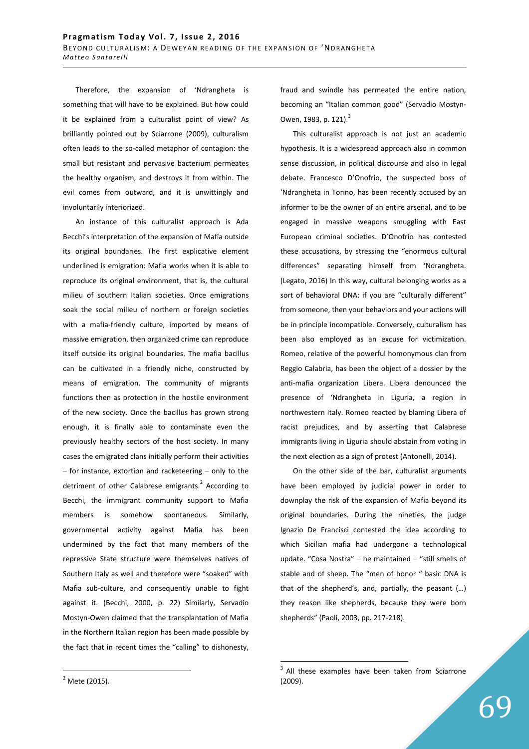Therefore, the expansion of 'Ndrangheta is something that will have to be explained. But how could it be explained from a culturalist point of view? As brilliantly pointed out by Sciarrone (2009), culturalism often leads to the so-called metaphor of contagion: the small but resistant and pervasive bacterium permeates the healthy organism, and destroys it from within. The evil comes from outward, and it is unwittingly and involuntarily interiorized.

An instance of this culturalist approach is Ada Becchi's interpretation of the expansion of Mafia outside its original boundaries. The first explicative element underlined is emigration: Mafia works when it is able to reproduce its original environment, that is, the cultural milieu of southern Italian societies. Once emigrations soak the social milieu of northern or foreign societies with a mafia-friendly culture, imported by means of massive emigration, then organized crime can reproduce itself outside its original boundaries. The mafia bacillus can be cultivated in a friendly niche, constructed by means of emigration. The community of migrants functions then as protection in the hostile environment of the new society. Once the bacillus has grown strong enough, it is finally able to contaminate even the previously healthy sectors of the host society. In many cases the emigrated clans initially perform their activities – for instance, extortion and racketeering – only to the detriment of other Calabrese emigrants.[2] According to Becchi, the immigrant community support to Mafia members is somehow spontaneous. Similarly, governmental activity against Mafia has been undermined by the fact that many members of the repressive State structure were themselves natives of Southern Italy as well and therefore were "soaked" with Mafia sub-culture, and consequently unable to fight against it. (Becchi, 2000, p. 22) Similarly, Servadio Mostyn-Owen claimed that the transplantation of Mafia in the Northern Italian region has been made possible by the fact that in recent times the "calling" to dishonesty, fraud and swindle has permeated the entire nation, becoming an "Italian common good" (Servadio Mostyn-Owen, 1983, p. 121).[3]

This culturalist approach is not just an academic hypothesis. It is a widespread approach also in common sense discussion, in political discourse and also in legal debate. Francesco D'Onofrio, the suspected boss of 'Ndrangheta in Torino, has been recently accused by an informer to be the owner of an entire arsenal, and to be engaged in massive weapons smuggling with East European criminal societies. D'Onofrio has contested these accusations, by stressing the "enormous cultural differences" separating himself from 'Ndrangheta. (Legato, 2016) In this way, cultural belonging works as a sort of behavioral DNA: if you are "culturally different" from someone, then your behaviors and your actions will be in principle incompatible. Conversely, culturalism has been also employed as an excuse for victimization. Romeo, relative of the powerful homonymous clan from Reggio Calabria, has been the object of a dossier by the anti-mafia organization Libera. Libera denounced the presence of 'Ndrangheta in Liguria, a region in northwestern Italy. Romeo reacted by blaming Libera of racist prejudices, and by asserting that Calabrese immigrants living in Liguria should abstain from voting in the next election as a sign of protest (Antonelli, 2014).

On the other side of the bar, culturalist arguments have been employed by judicial power in order to downplay the risk of the expansion of Mafia beyond its original boundaries. During the nineties, the judge Ignazio De Francisci contested the idea according to which Sicilian mafia had undergone a technological update. "Cosa Nostra" – he maintained – "still smells of stable and of sheep. The "men of honor " basic DNA is that of the shepherd's, and, partially, the peasant (…) they reason like shepherds, because they were born shepherds" (Paoli, 2003, pp. 217-218).

---

[2] Mete (2015).

[3] All these examples have been taken from Sciarrone (2009).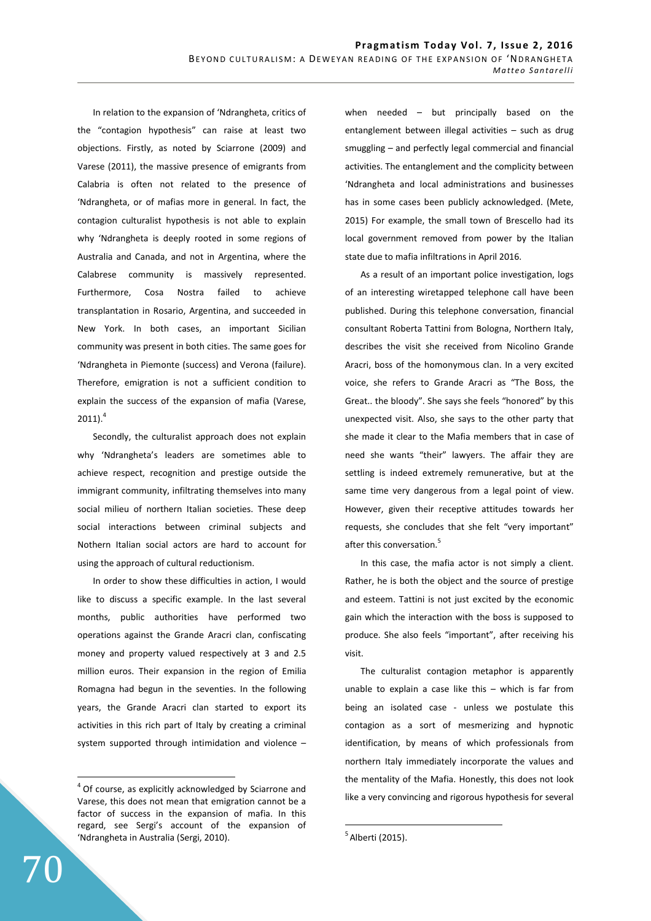In relation to the expansion of 'Ndrangheta, critics of the "contagion hypothesis" can raise at least two objections. Firstly, as noted by Sciarrone (2009) and Varese (2011), the massive presence of emigrants from Calabria is often not related to the presence of 'Ndrangheta, or of mafias more in general. In fact, the contagion culturalist hypothesis is not able to explain why 'Ndrangheta is deeply rooted in some regions of Australia and Canada, and not in Argentina, where the Calabrese community is massively represented. Furthermore, Cosa Nostra failed to achieve transplantation in Rosario, Argentina, and succeeded in New York. In both cases, an important Sicilian community was present in both cities. The same goes for 'Ndrangheta in Piemonte (success) and Verona (failure). Therefore, emigration is not a sufficient condition to explain the success of the expansion of mafia (Varese, 2011).[4]

Secondly, the culturalist approach does not explain why 'Ndrangheta's leaders are sometimes able to achieve respect, recognition and prestige outside the immigrant community, infiltrating themselves into many social milieu of northern Italian societies. These deep social interactions between criminal subjects and Nothern Italian social actors are hard to account for using the approach of cultural reductionism.

In order to show these difficulties in action, I would like to discuss a specific example. In the last several months, public authorities have performed two operations against the Grande Aracri clan, confiscating money and property valued respectively at 3 and 2.5 million euros. Their expansion in the region of Emilia Romagna had begun in the seventies. In the following years, the Grande Aracri clan started to export its activities in this rich part of Italy by creating a criminal system supported through intimidation and violence – when needed – but principally based on the entanglement between illegal activities – such as drug smuggling – and perfectly legal commercial and financial activities. The entanglement and the complicity between 'Ndrangheta and local administrations and businesses has in some cases been publicly acknowledged. (Mete, 2015) For example, the small town of Brescello had its local government removed from power by the Italian state due to mafia infiltrations in April 2016.

As a result of an important police investigation, logs of an interesting wiretapped telephone call have been published. During this telephone conversation, financial consultant Roberta Tattini from Bologna, Northern Italy, describes the visit she received from Nicolino Grande Aracri, boss of the homonymous clan. In a very excited voice, she refers to Grande Aracri as "The Boss, the Great.. the bloody". She says she feels "honored" by this unexpected visit. Also, she says to the other party that she made it clear to the Mafia members that in case of need she wants "their" lawyers. The affair they are settling is indeed extremely remunerative, but at the same time very dangerous from a legal point of view. However, given their receptive attitudes towards her requests, she concludes that she felt "very important" after this conversation.[5]

In this case, the mafia actor is not simply a client. Rather, he is both the object and the source of prestige and esteem. Tattini is not just excited by the economic gain which the interaction with the boss is supposed to produce. She also feels "important", after receiving his visit.

The culturalist contagion metaphor is apparently unable to explain a case like this – which is far from being an isolated case - unless we postulate this contagion as a sort of mesmerizing and hypnotic identification, by means of which professionals from northern Italy immediately incorporate the values and the mentality of the Mafia. Honestly, this does not look like a very convincing and rigorous hypothesis for several

---

[4] Of course, as explicitly acknowledged by Sciarrone and Varese, this does not mean that emigration cannot be a factor of success in the expansion of mafia. In this regard, see Sergi's account of the expansion of 'Ndrangheta in Australia (Sergi, 2010).

[5] Alberti (2015).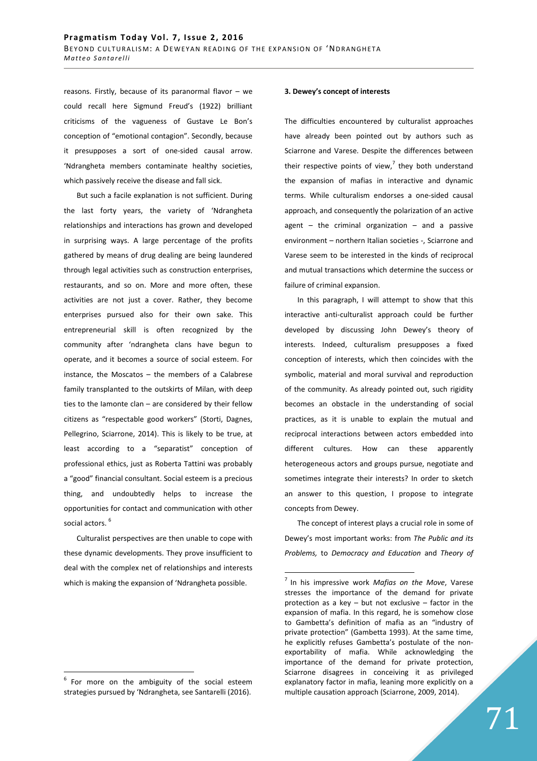reasons. Firstly, because of its paranormal flavor – we could recall here Sigmund Freud's (1922) brilliant criticisms of the vagueness of Gustave Le Bon's conception of "emotional contagion". Secondly, because it presupposes a sort of one-sided causal arrow. 'Ndrangheta members contaminate healthy societies, which passively receive the disease and fall sick.

But such a facile explanation is not sufficient. During the last forty years, the variety of 'Ndrangheta relationships and interactions has grown and developed in surprising ways. A large percentage of the profits gathered by means of drug dealing are being laundered through legal activities such as construction enterprises, restaurants, and so on. More and more often, these activities are not just a cover. Rather, they become enterprises pursued also for their own sake. This entrepreneurial skill is often recognized by the community after 'ndrangheta clans have begun to operate, and it becomes a source of social esteem. For instance, the Moscatos – the members of a Calabrese family transplanted to the outskirts of Milan, with deep ties to the Iamonte clan – are considered by their fellow citizens as "respectable good workers" (Storti, Dagnes, Pellegrino, Sciarrone, 2014). This is likely to be true, at least according to a "separatist" conception of professional ethics, just as Roberta Tattini was probably a "good" financial consultant. Social esteem is a precious thing, and undoubtedly helps to increase the opportunities for contact and communication with other social actors. [6]

Culturalist perspectives are then unable to cope with these dynamic developments. They prove insufficient to deal with the complex net of relationships and interests which is making the expansion of 'Ndrangheta possible.

### 3. Dewey's concept of interests

The difficulties encountered by culturalist approaches have already been pointed out by authors such as Sciarrone and Varese. Despite the differences between their respective points of view,[7] they both understand the expansion of mafias in interactive and dynamic terms. While culturalism endorses a one-sided causal approach, and consequently the polarization of an active agent – the criminal organization – and a passive environment – northern Italian societies -, Sciarrone and Varese seem to be interested in the kinds of reciprocal and mutual transactions which determine the success or failure of criminal expansion.

In this paragraph, I will attempt to show that this interactive anti-culturalist approach could be further developed by discussing John Dewey's theory of interests. Indeed, culturalism presupposes a fixed conception of interests, which then coincides with the symbolic, material and moral survival and reproduction of the community. As already pointed out, such rigidity becomes an obstacle in the understanding of social practices, as it is unable to explain the mutual and reciprocal interactions between actors embedded into different cultures. How can these apparently heterogeneous actors and groups pursue, negotiate and sometimes integrate their interests? In order to sketch an answer to this question, I propose to integrate concepts from Dewey.

The concept of interest plays a crucial role in some of Dewey's most important works: from *The Public and its Problems,* to *Democracy and Education* and *Theory of*

---

[6] For more on the ambiguity of the social esteem strategies pursued by 'Ndrangheta, see Santarelli (2016).

[7] In his impressive work *Mafias on the Move*, Varese stresses the importance of the demand for private protection as a key – but not exclusive – factor in the expansion of mafia. In this regard, he is somehow close to Gambetta's definition of mafia as an "industry of private protection" (Gambetta 1993). At the same time, he explicitly refuses Gambetta's postulate of the non-exportability of mafia. While acknowledging the importance of the demand for private protection, Sciarrone disagrees in conceiving it as privileged explanatory factor in mafia, leaning more explicitly on a multiple causation approach (Sciarrone, 2009, 2014).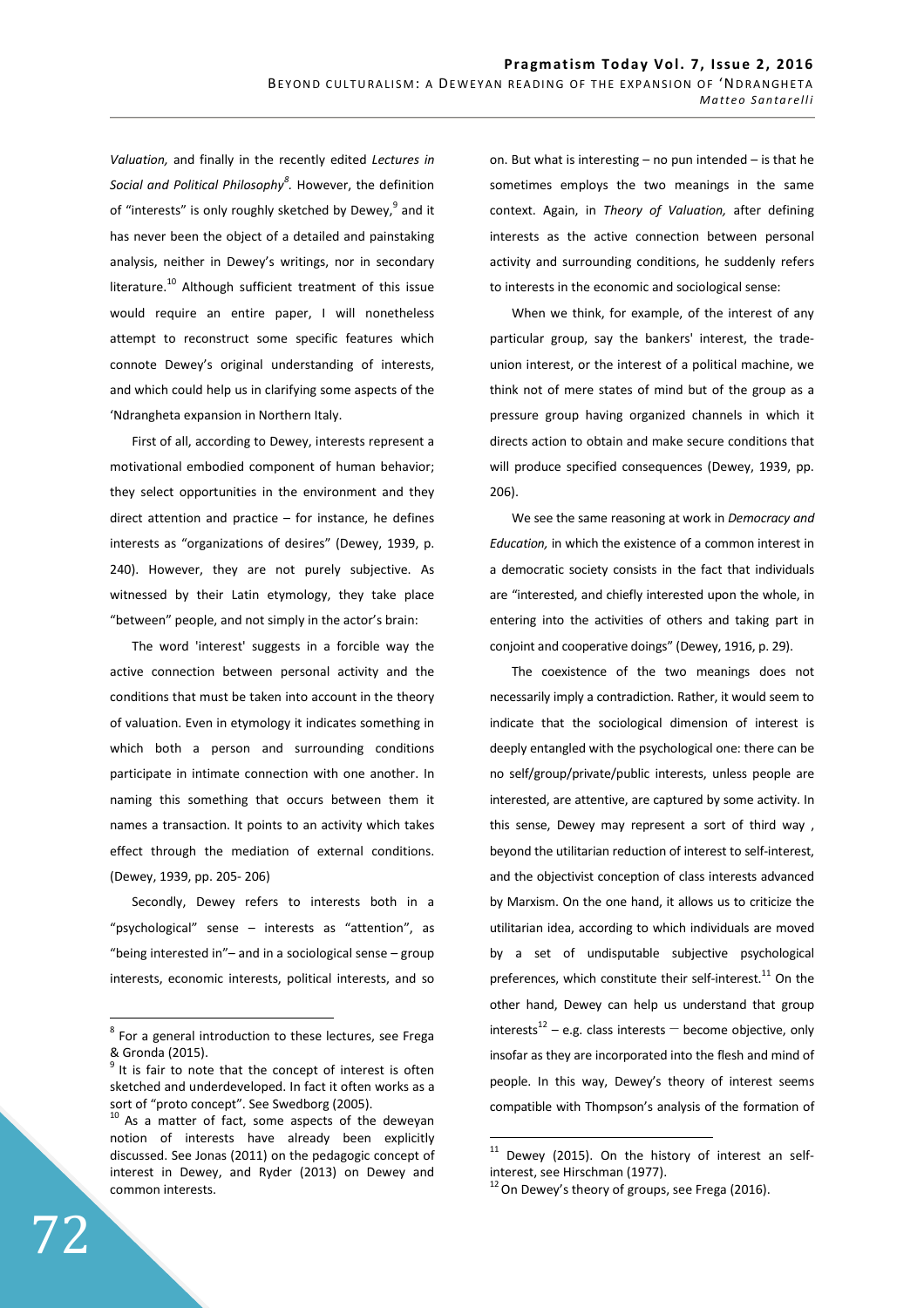*Valuation,* and finally in the recently edited *Lectures in Social and Political Philosophy*[8]. However, the definition of "interests" is only roughly sketched by Dewey,[9] and it has never been the object of a detailed and painstaking analysis, neither in Dewey's writings, nor in secondary literature.[10] Although sufficient treatment of this issue would require an entire paper, I will nonetheless attempt to reconstruct some specific features which connote Dewey's original understanding of interests, and which could help us in clarifying some aspects of the 'Ndrangheta expansion in Northern Italy.

First of all, according to Dewey, interests represent a motivational embodied component of human behavior; they select opportunities in the environment and they direct attention and practice – for instance, he defines interests as "organizations of desires" (Dewey, 1939, p. 240). However, they are not purely subjective. As witnessed by their Latin etymology, they take place "between" people, and not simply in the actor's brain:

> The word 'interest' suggests in a forcible way the active connection between personal activity and the conditions that must be taken into account in the theory of valuation. Even in etymology it indicates something in which both a person and surrounding conditions participate in intimate connection with one another. In naming this something that occurs between them it names a transaction. It points to an activity which takes effect through the mediation of external conditions. (Dewey, 1939, pp. 205- 206)

Secondly, Dewey refers to interests both in a "psychological" sense – interests as "attention", as "being interested in"– and in a sociological sense – group interests, economic interests, political interests, and so on. But what is interesting – no pun intended – is that he sometimes employs the two meanings in the same context. Again, in *Theory of Valuation,* after defining interests as the active connection between personal activity and surrounding conditions, he suddenly refers to interests in the economic and sociological sense:

> When we think, for example, of the interest of any particular group, say the bankers' interest, the trade-union interest, or the interest of a political machine, we think not of mere states of mind but of the group as a pressure group having organized channels in which it directs action to obtain and make secure conditions that will produce specified consequences (Dewey, 1939, pp. 206).

We see the same reasoning at work in *Democracy and Education,* in which the existence of a common interest in a democratic society consists in the fact that individuals are "interested, and chiefly interested upon the whole, in entering into the activities of others and taking part in conjoint and cooperative doings" (Dewey, 1916, p. 29).

The coexistence of the two meanings does not necessarily imply a contradiction. Rather, it would seem to indicate that the sociological dimension of interest is deeply entangled with the psychological one: there can be no self/group/private/public interests, unless people are interested, are attentive, are captured by some activity. In this sense, Dewey may represent a sort of third way , beyond the utilitarian reduction of interest to self-interest, and the objectivist conception of class interests advanced by Marxism. On the one hand, it allows us to criticize the utilitarian idea, according to which individuals are moved by a set of undisputable subjective psychological preferences, which constitute their self-interest.[11] On the other hand, Dewey can help us understand that group interests[12] – e.g. class interests – become objective, only insofar as they are incorporated into the flesh and mind of people. In this way, Dewey's theory of interest seems compatible with Thompson's analysis of the formation of

---

[8] For a general introduction to these lectures, see Frega & Gronda (2015).

[9] It is fair to note that the concept of interest is often sketched and underdeveloped. In fact it often works as a sort of "proto concept". See Swedborg (2005).

[10] As a matter of fact, some aspects of the deweyan notion of interests have already been explicitly discussed. See Jonas (2011) on the pedagogic concept of interest in Dewey, and Ryder (2013) on Dewey and common interests.

[11] Dewey (2015). On the history of interest an self-interest, see Hirschman (1977).

[12] On Dewey's theory of groups, see Frega (2016).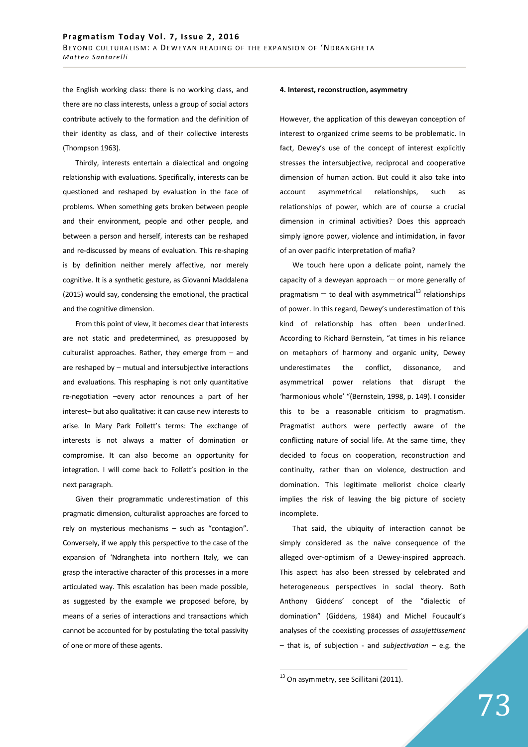the English working class: there is no working class, and there are no class interests, unless a group of social actors contribute actively to the formation and the definition of their identity as class, and of their collective interests (Thompson 1963).

Thirdly, interests entertain a dialectical and ongoing relationship with evaluations. Specifically, interests can be questioned and reshaped by evaluation in the face of problems. When something gets broken between people and their environment, people and other people, and between a person and herself, interests can be reshaped and re-discussed by means of evaluation. This re-shaping is by definition neither merely affective, nor merely cognitive. It is a synthetic gesture, as Giovanni Maddalena (2015) would say, condensing the emotional, the practical and the cognitive dimension.

From this point of view, it becomes clear that interests are not static and predetermined, as presupposed by culturalist approaches. Rather, they emerge from – and are reshaped by – mutual and intersubjective interactions and evaluations. This resphaping is not only quantitative re-negotiation –every actor renounces a part of her interest– but also qualitative: it can cause new interests to arise. In Mary Park Follett's terms: The exchange of interests is not always a matter of domination or compromise. It can also become an opportunity for integration. I will come back to Follett's position in the next paragraph.

Given their programmatic underestimation of this pragmatic dimension, culturalist approaches are forced to rely on mysterious mechanisms – such as "contagion". Conversely, if we apply this perspective to the case of the expansion of 'Ndrangheta into northern Italy, we can grasp the interactive character of this processes in a more articulated way. This escalation has been made possible, as suggested by the example we proposed before, by means of a series of interactions and transactions which cannot be accounted for by postulating the total passivity of one or more of these agents.

#### 4. Interest, reconstruction, asymmetry

However, the application of this deweyan conception of interest to organized crime seems to be problematic. In fact, Dewey's use of the concept of interest explicitly stresses the intersubjective, reciprocal and cooperative dimension of human action. But could it also take into account asymmetrical relationships, such as relationships of power, which are of course a crucial dimension in criminal activities? Does this approach simply ignore power, violence and intimidation, in favor of an over pacific interpretation of mafia?

We touch here upon a delicate point, namely the capacity of a deweyan approach – or more generally of pragmatism – to deal with asymmetrical[13] relationships of power. In this regard, Dewey's underestimation of this kind of relationship has often been underlined. According to Richard Bernstein, "at times in his reliance on metaphors of harmony and organic unity, Dewey underestimates the conflict, dissonance, and asymmetrical power relations that disrupt the 'harmonious whole' "(Bernstein, 1998, p. 149). I consider this to be a reasonable criticism to pragmatism. Pragmatist authors were perfectly aware of the conflicting nature of social life. At the same time, they decided to focus on cooperation, reconstruction and continuity, rather than on violence, destruction and domination. This legitimate meliorist choice clearly implies the risk of leaving the big picture of society incomplete.

That said, the ubiquity of interaction cannot be simply considered as the naïve consequence of the alleged over-optimism of a Dewey-inspired approach. This aspect has also been stressed by celebrated and heterogeneous perspectives in social theory. Both Anthony Giddens' concept of the "dialectic of domination" (Giddens, 1984) and Michel Foucault's analyses of the coexisting processes of *assujettissement* – that is, of subjection - and *subjectivation* – e.g. the

[13] On asymmetry, see Scillitani (2011).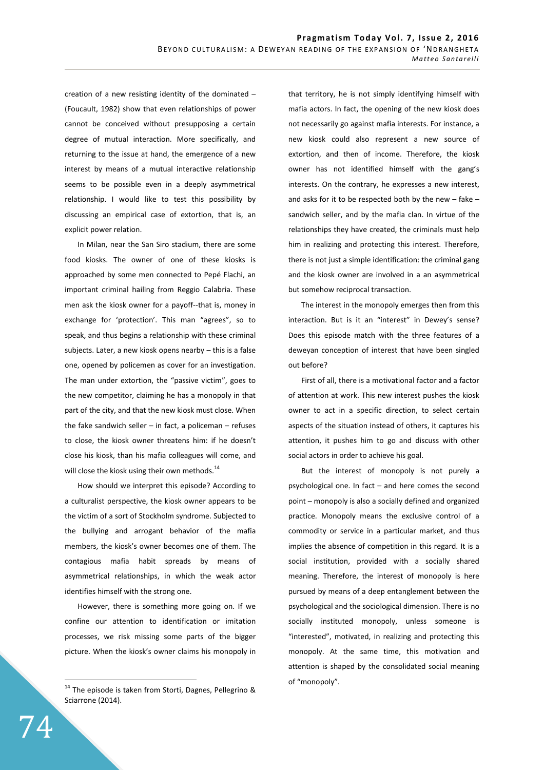creation of a new resisting identity of the dominated – (Foucault, 1982) show that even relationships of power cannot be conceived without presupposing a certain degree of mutual interaction. More specifically, and returning to the issue at hand, the emergence of a new interest by means of a mutual interactive relationship seems to be possible even in a deeply asymmetrical relationship. I would like to test this possibility by discussing an empirical case of extortion, that is, an explicit power relation.

In Milan, near the San Siro stadium, there are some food kiosks. The owner of one of these kiosks is approached by some men connected to Pepé Flachi, an important criminal hailing from Reggio Calabria. These men ask the kiosk owner for a payoff--that is, money in exchange for 'protection'. This man "agrees", so to speak, and thus begins a relationship with these criminal subjects. Later, a new kiosk opens nearby – this is a false one, opened by policemen as cover for an investigation. The man under extortion, the "passive victim", goes to the new competitor, claiming he has a monopoly in that part of the city, and that the new kiosk must close. When the fake sandwich seller – in fact, a policeman – refuses to close, the kiosk owner threatens him: if he doesn't close his kiosk, than his mafia colleagues will come, and will close the kiosk using their own methods.[14]

How should we interpret this episode? According to a culturalist perspective, the kiosk owner appears to be the victim of a sort of Stockholm syndrome. Subjected to the bullying and arrogant behavior of the mafia members, the kiosk's owner becomes one of them. The contagious mafia habit spreads by means of asymmetrical relationships, in which the weak actor identifies himself with the strong one.

However, there is something more going on. If we confine our attention to identification or imitation processes, we risk missing some parts of the bigger picture. When the kiosk's owner claims his monopoly in that territory, he is not simply identifying himself with mafia actors. In fact, the opening of the new kiosk does not necessarily go against mafia interests. For instance, a new kiosk could also represent a new source of extortion, and then of income. Therefore, the kiosk owner has not identified himself with the gang's interests. On the contrary, he expresses a new interest, and asks for it to be respected both by the new – fake – sandwich seller, and by the mafia clan. In virtue of the relationships they have created, the criminals must help him in realizing and protecting this interest. Therefore, there is not just a simple identification: the criminal gang and the kiosk owner are involved in a an asymmetrical but somehow reciprocal transaction.

The interest in the monopoly emerges then from this interaction. But is it an "interest" in Dewey's sense? Does this episode match with the three features of a deweyan conception of interest that have been singled out before?

First of all, there is a motivational factor and a factor of attention at work. This new interest pushes the kiosk owner to act in a specific direction, to select certain aspects of the situation instead of others, it captures his attention, it pushes him to go and discuss with other social actors in order to achieve his goal.

But the interest of monopoly is not purely a psychological one. In fact – and here comes the second point – monopoly is also a socially defined and organized practice. Monopoly means the exclusive control of a commodity or service in a particular market, and thus implies the absence of competition in this regard. It is a social institution, provided with a socially shared meaning. Therefore, the interest of monopoly is here pursued by means of a deep entanglement between the psychological and the sociological dimension. There is no socially instituted monopoly, unless someone is "interested", motivated, in realizing and protecting this monopoly. At the same time, this motivation and attention is shaped by the consolidated social meaning of "monopoly".

[14] The episode is taken from Storti, Dagnes, Pellegrino & Sciarrone (2014).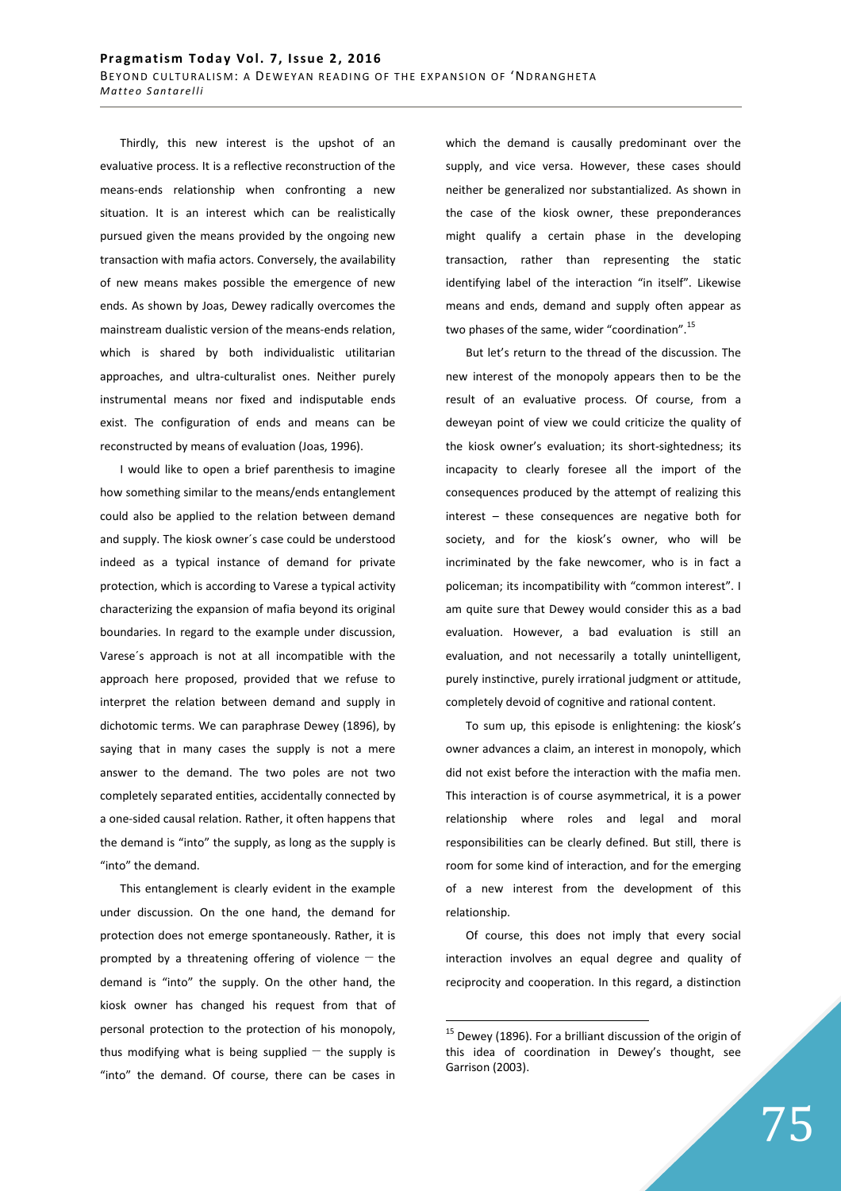Thirdly, this new interest is the upshot of an evaluative process. It is a reflective reconstruction of the means-ends relationship when confronting a new situation. It is an interest which can be realistically pursued given the means provided by the ongoing new transaction with mafia actors. Conversely, the availability of new means makes possible the emergence of new ends. As shown by Joas, Dewey radically overcomes the mainstream dualistic version of the means-ends relation, which is shared by both individualistic utilitarian approaches, and ultra-culturalist ones. Neither purely instrumental means nor fixed and indisputable ends exist. The configuration of ends and means can be reconstructed by means of evaluation (Joas, 1996).

I would like to open a brief parenthesis to imagine how something similar to the means/ends entanglement could also be applied to the relation between demand and supply. The kiosk owner´s case could be understood indeed as a typical instance of demand for private protection, which is according to Varese a typical activity characterizing the expansion of mafia beyond its original boundaries. In regard to the example under discussion, Varese´s approach is not at all incompatible with the approach here proposed, provided that we refuse to interpret the relation between demand and supply in dichotomic terms. We can paraphrase Dewey (1896), by saying that in many cases the supply is not a mere answer to the demand. The two poles are not two completely separated entities, accidentally connected by a one-sided causal relation. Rather, it often happens that the demand is "into" the supply, as long as the supply is "into" the demand.

This entanglement is clearly evident in the example under discussion. On the one hand, the demand for protection does not emerge spontaneously. Rather, it is prompted by a threatening offering of violence – the demand is "into" the supply. On the other hand, the kiosk owner has changed his request from that of personal protection to the protection of his monopoly, thus modifying what is being supplied – the supply is "into" the demand. Of course, there can be cases in which the demand is causally predominant over the supply, and vice versa. However, these cases should neither be generalized nor substantialized. As shown in the case of the kiosk owner, these preponderances might qualify a certain phase in the developing transaction, rather than representing the static identifying label of the interaction "in itself". Likewise means and ends, demand and supply often appear as two phases of the same, wider "coordination".[15]

But let's return to the thread of the discussion. The new interest of the monopoly appears then to be the result of an evaluative process. Of course, from a deweyan point of view we could criticize the quality of the kiosk owner's evaluation; its short-sightedness; its incapacity to clearly foresee all the import of the consequences produced by the attempt of realizing this interest – these consequences are negative both for society, and for the kiosk's owner, who will be incriminated by the fake newcomer, who is in fact a policeman; its incompatibility with "common interest". I am quite sure that Dewey would consider this as a bad evaluation. However, a bad evaluation is still an evaluation, and not necessarily a totally unintelligent, purely instinctive, purely irrational judgment or attitude, completely devoid of cognitive and rational content.

To sum up, this episode is enlightening: the kiosk's owner advances a claim, an interest in monopoly, which did not exist before the interaction with the mafia men. This interaction is of course asymmetrical, it is a power relationship where roles and legal and moral responsibilities can be clearly defined. But still, there is room for some kind of interaction, and for the emerging of a new interest from the development of this relationship.

Of course, this does not imply that every social interaction involves an equal degree and quality of reciprocity and cooperation. In this regard, a distinction

[15] Dewey (1896). For a brilliant discussion of the origin of this idea of coordination in Dewey's thought, see Garrison (2003).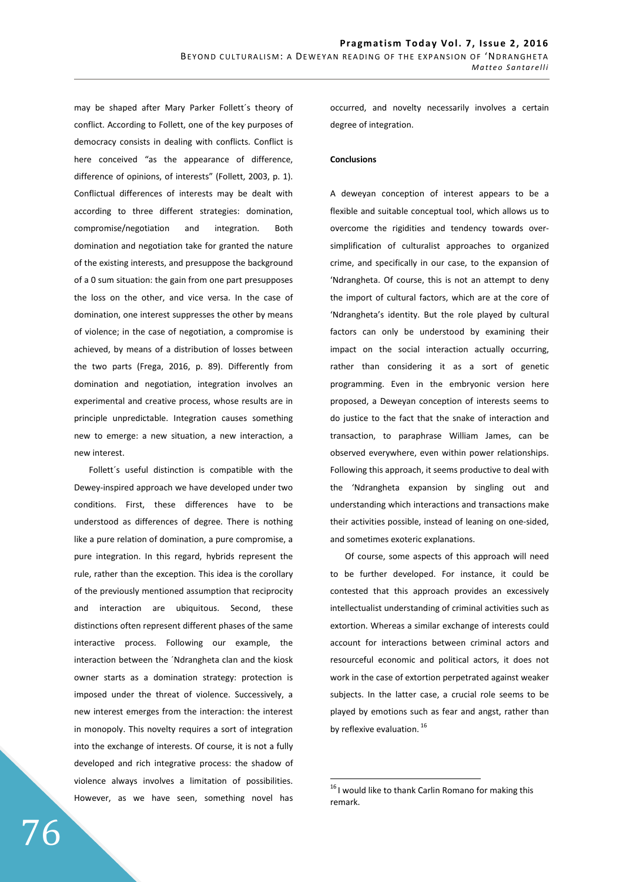may be shaped after Mary Parker Follett´s theory of conflict. According to Follett, one of the key purposes of democracy consists in dealing with conflicts. Conflict is here conceived "as the appearance of difference, difference of opinions, of interests" (Follett, 2003, p. 1). Conflictual differences of interests may be dealt with according to three different strategies: domination, compromise/negotiation and integration. Both domination and negotiation take for granted the nature of the existing interests, and presuppose the background of a 0 sum situation: the gain from one part presupposes the loss on the other, and vice versa. In the case of domination, one interest suppresses the other by means of violence; in the case of negotiation, a compromise is achieved, by means of a distribution of losses between the two parts (Frega, 2016, p. 89). Differently from domination and negotiation, integration involves an experimental and creative process, whose results are in principle unpredictable. Integration causes something new to emerge: a new situation, a new interaction, a new interest.

Follett´s useful distinction is compatible with the Dewey-inspired approach we have developed under two conditions. First, these differences have to be understood as differences of degree. There is nothing like a pure relation of domination, a pure compromise, a pure integration. In this regard, hybrids represent the rule, rather than the exception. This idea is the corollary of the previously mentioned assumption that reciprocity and interaction are ubiquitous. Second, these distinctions often represent different phases of the same interactive process. Following our example, the interaction between the ´Ndrangheta clan and the kiosk owner starts as a domination strategy: protection is imposed under the threat of violence. Successively, a new interest emerges from the interaction: the interest in monopoly. This novelty requires a sort of integration into the exchange of interests. Of course, it is not a fully developed and rich integrative process: the shadow of violence always involves a limitation of possibilities. However, as we have seen, something novel has occurred, and novelty necessarily involves a certain degree of integration.

**Conclusions**

A deweyan conception of interest appears to be a flexible and suitable conceptual tool, which allows us to overcome the rigidities and tendency towards over-simplification of culturalist approaches to organized crime, and specifically in our case, to the expansion of 'Ndrangheta. Of course, this is not an attempt to deny the import of cultural factors, which are at the core of 'Ndrangheta's identity. But the role played by cultural factors can only be understood by examining their impact on the social interaction actually occurring, rather than considering it as a sort of genetic programming. Even in the embryonic version here proposed, a Deweyan conception of interests seems to do justice to the fact that the snake of interaction and transaction, to paraphrase William James, can be observed everywhere, even within power relationships. Following this approach, it seems productive to deal with the 'Ndrangheta expansion by singling out and understanding which interactions and transactions make their activities possible, instead of leaning on one-sided, and sometimes exoteric explanations.

Of course, some aspects of this approach will need to be further developed. For instance, it could be contested that this approach provides an excessively intellectualist understanding of criminal activities such as extortion. Whereas a similar exchange of interests could account for interactions between criminal actors and resourceful economic and political actors, it does not work in the case of extortion perpetrated against weaker subjects. In the latter case, a crucial role seems to be played by emotions such as fear and angst, rather than by reflexive evaluation.[16]

[16] I would like to thank Carlin Romano for making this remark.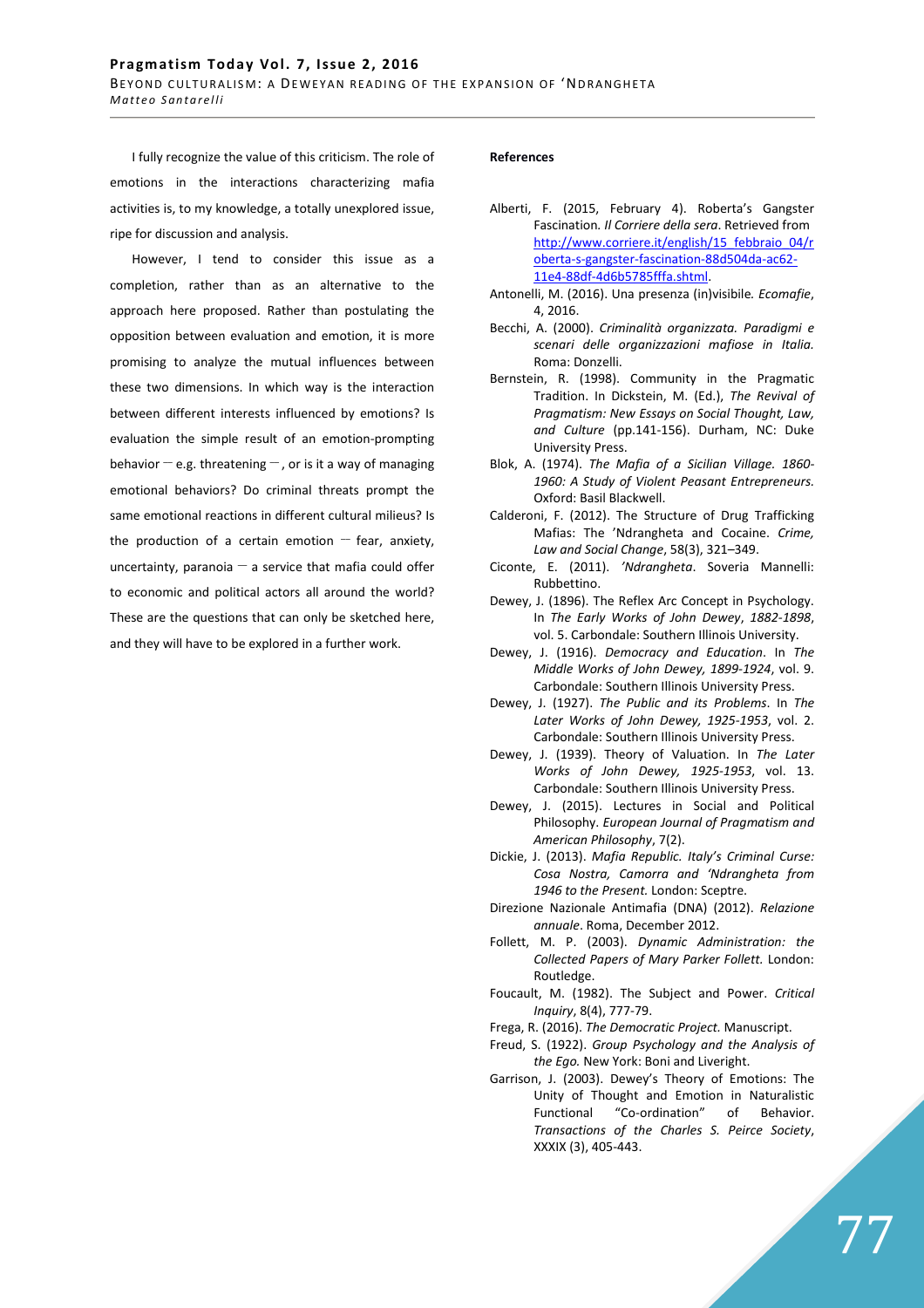I fully recognize the value of this criticism. The role of emotions in the interactions characterizing mafia activities is, to my knowledge, a totally unexplored issue, ripe for discussion and analysis.

However, I tend to consider this issue as a completion, rather than as an alternative to the approach here proposed. Rather than postulating the opposition between evaluation and emotion, it is more promising to analyze the mutual influences between these two dimensions. In which way is the interaction between different interests influenced by emotions? Is evaluation the simple result of an emotion-prompting behavior — e.g. threatening —, or is it a way of managing emotional behaviors? Do criminal threats prompt the same emotional reactions in different cultural milieus? Is the production of a certain emotion — fear, anxiety, uncertainty, paranoia — a service that mafia could offer to economic and political actors all around the world? These are the questions that can only be sketched here, and they will have to be explored in a further work.

**References**

Alberti, F. (2015, February 4). Roberta's Gangster Fascination. *Il Corriere della sera*. Retrieved from http://www.corriere.it/english/15_febbraio_04/roberta-s-gangster-fascination-88d504da-ac62-11e4-88df-4d6b5785fffa.shtml.

Antonelli, M. (2016). Una presenza (in)visibile. *Ecomafie*, 4, 2016.

Becchi, A. (2000). *Criminalità organizzata. Paradigmi e scenari delle organizzazioni mafiose in Italia.* Roma: Donzelli.

Bernstein, R. (1998). Community in the Pragmatic Tradition. In Dickstein, M. (Ed.), *The Revival of Pragmatism: New Essays on Social Thought, Law, and Culture* (pp.141-156). Durham, NC: Duke University Press.

Blok, A. (1974). *The Mafia of a Sicilian Village. 1860-1960: A Study of Violent Peasant Entrepreneurs.* Oxford: Basil Blackwell.

Calderoni, F. (2012). The Structure of Drug Trafficking Mafias: The 'Ndrangheta and Cocaine. *Crime, Law and Social Change*, 58(3), 321–349.

Ciconte, E. (2011). *'Ndrangheta*. Soveria Mannelli: Rubbettino.

Dewey, J. (1896). The Reflex Arc Concept in Psychology. In *The Early Works of John Dewey*, *1882-1898*, vol. 5. Carbondale: Southern Illinois University.

Dewey, J. (1916). *Democracy and Education*. In *The Middle Works of John Dewey, 1899-1924*, vol. 9. Carbondale: Southern Illinois University Press.

Dewey, J. (1927). *The Public and its Problems*. In *The Later Works of John Dewey, 1925-1953*, vol. 2. Carbondale: Southern Illinois University Press.

Dewey, J. (1939). Theory of Valuation. In *The Later Works of John Dewey, 1925-1953*, vol. 13. Carbondale: Southern Illinois University Press.

Dewey, J. (2015). Lectures in Social and Political Philosophy. *European Journal of Pragmatism and American Philosophy*, 7(2).

Dickie, J. (2013). *Mafia Republic. Italy's Criminal Curse: Cosa Nostra, Camorra and 'Ndrangheta from 1946 to the Present.* London: Sceptre.

Direzione Nazionale Antimafia (DNA) (2012). *Relazione annuale*. Roma, December 2012.

Follett, M. P. (2003). *Dynamic Administration: the Collected Papers of Mary Parker Follett.* London: Routledge.

Foucault, M. (1982). The Subject and Power. *Critical Inquiry*, 8(4), 777-79.

Frega, R. (2016). *The Democratic Project.* Manuscript.

Freud, S. (1922). *Group Psychology and the Analysis of the Ego.* New York: Boni and Liveright.

Garrison, J. (2003). Dewey's Theory of Emotions: The Unity of Thought and Emotion in Naturalistic Functional "Co-ordination" of Behavior. *Transactions of the Charles S. Peirce Society*, XXXIX (3), 405-443.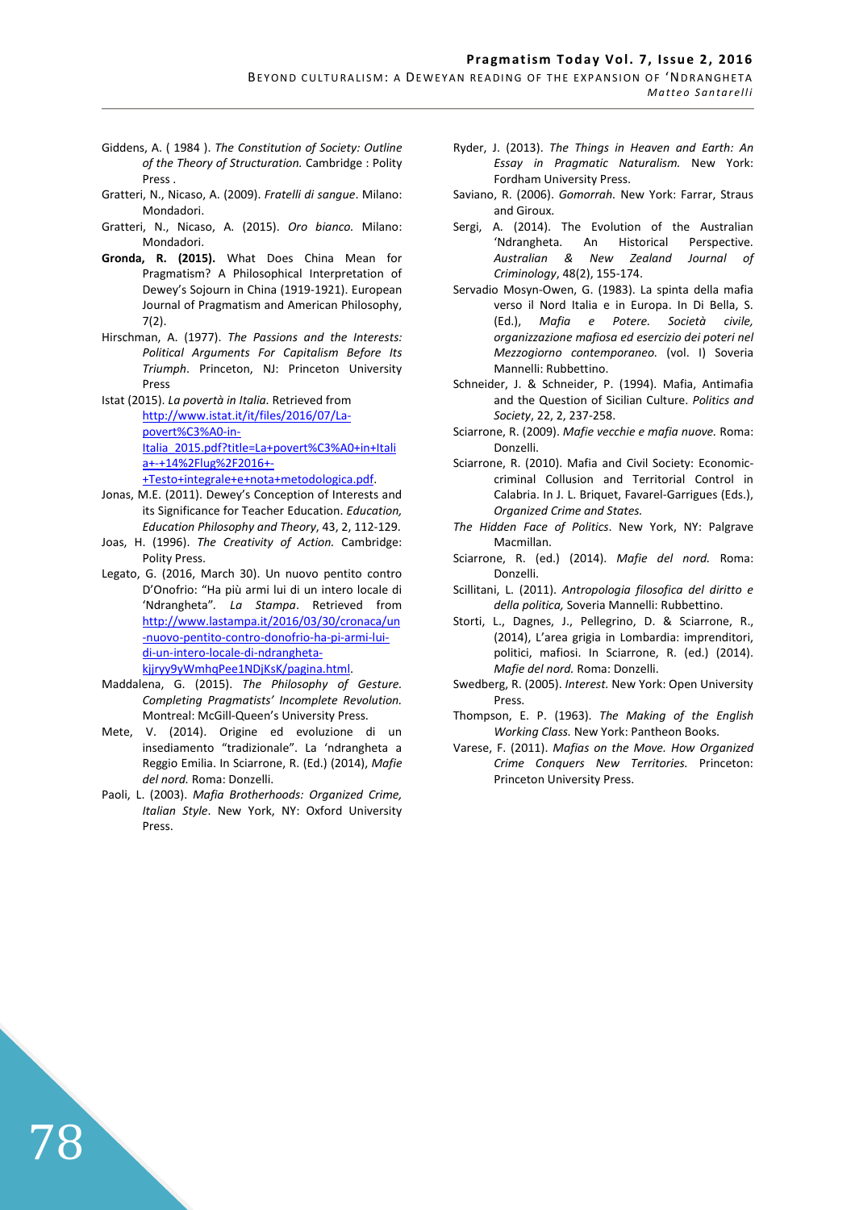Giddens, A. ( 1984 ). *The Constitution of Society: Outline of the Theory of Structuration.* Cambridge : Polity Press .

Gratteri, N., Nicaso, A. (2009). *Fratelli di sangue*. Milano: Mondadori.

Gratteri, N., Nicaso, A. (2015). *Oro bianco.* Milano: Mondadori.

**Gronda, R. (2015).** What Does China Mean for Pragmatism? A Philosophical Interpretation of Dewey's Sojourn in China (1919-1921). European Journal of Pragmatism and American Philosophy, 7(2).

Hirschman, A. (1977). *The Passions and the Interests: Political Arguments For Capitalism Before Its Triumph*. Princeton, NJ: Princeton University Press

Istat (2015). *La povertà in Italia.* Retrieved from http://www.istat.it/it/files/2016/07/La-povert%C3%A0-in-Italia_2015.pdf?title=La+povert%C3%A0+in+Italia+-+14%2Flug%2F2016+-+Testo+integrale+e+nota+metodologica.pdf.

Jonas, M.E. (2011). Dewey's Conception of Interests and its Significance for Teacher Education. *Education, Education Philosophy and Theory*, 43, 2, 112-129.

Joas, H. (1996). *The Creativity of Action.* Cambridge: Polity Press.

Legato, G. (2016, March 30). Un nuovo pentito contro D'Onofrio: "Ha più armi lui di un intero locale di 'Ndrangheta". *La Stampa*. Retrieved from http://www.lastampa.it/2016/03/30/cronaca/un-nuovo-pentito-contro-donofrio-ha-pi-armi-lui-di-un-intero-locale-di-ndrangheta-kjjryy9yWmhqPee1NDjKsK/pagina.html.

Maddalena, G. (2015). *The Philosophy of Gesture. Completing Pragmatists' Incomplete Revolution.* Montreal: McGill-Queen's University Press.

Mete, V. (2014). Origine ed evoluzione di un insediamento "tradizionale". La 'ndrangheta a Reggio Emilia. In Sciarrone, R. (Ed.) (2014), *Mafie del nord.* Roma: Donzelli.

Paoli, L. (2003). *Mafia Brotherhoods: Organized Crime, Italian Style*. New York, NY: Oxford University Press.

Ryder, J. (2013). *The Things in Heaven and Earth: An Essay in Pragmatic Naturalism.* New York: Fordham University Press.

Saviano, R. (2006). *Gomorrah.* New York: Farrar, Straus and Giroux.

Sergi, A. (2014). The Evolution of the Australian 'Ndrangheta. An Historical Perspective. *Australian & New Zealand Journal of Criminology*, 48(2), 155-174.

Servadio Mosyn-Owen, G. (1983). La spinta della mafia verso il Nord Italia e in Europa. In Di Bella, S. (Ed.), *Mafia e Potere. Società civile, organizzazione mafiosa ed esercizio dei poteri nel Mezzogiorno contemporaneo.* (vol. I) Soveria Mannelli: Rubbettino.

Schneider, J. & Schneider, P. (1994). Mafia, Antimafia and the Question of Sicilian Culture. *Politics and Society*, 22, 2, 237-258.

Sciarrone, R. (2009). *Mafie vecchie e mafia nuove.* Roma: Donzelli.

Sciarrone, R. (2010). Mafia and Civil Society: Economic-criminal Collusion and Territorial Control in Calabria. In J. L. Briquet, Favarel-Garrigues (Eds.), *Organized Crime and States.*

*The Hidden Face of Politics*. New York, NY: Palgrave Macmillan.

Sciarrone, R. (ed.) (2014). *Mafie del nord.* Roma: Donzelli.

Scillitani, L. (2011). *Antropologia filosofica del diritto e della politica,* Soveria Mannelli: Rubbettino.

Storti, L., Dagnes, J., Pellegrino, D. & Sciarrone, R., (2014), L'area grigia in Lombardia: imprenditori, politici, mafiosi. In Sciarrone, R. (ed.) (2014). *Mafie del nord.* Roma: Donzelli.

Swedberg, R. (2005). *Interest.* New York: Open University Press.

Thompson, E. P. (1963). *The Making of the English Working Class.* New York: Pantheon Books.

Varese, F. (2011). *Mafias on the Move. How Organized Crime Conquers New Territories.* Princeton: Princeton University Press.